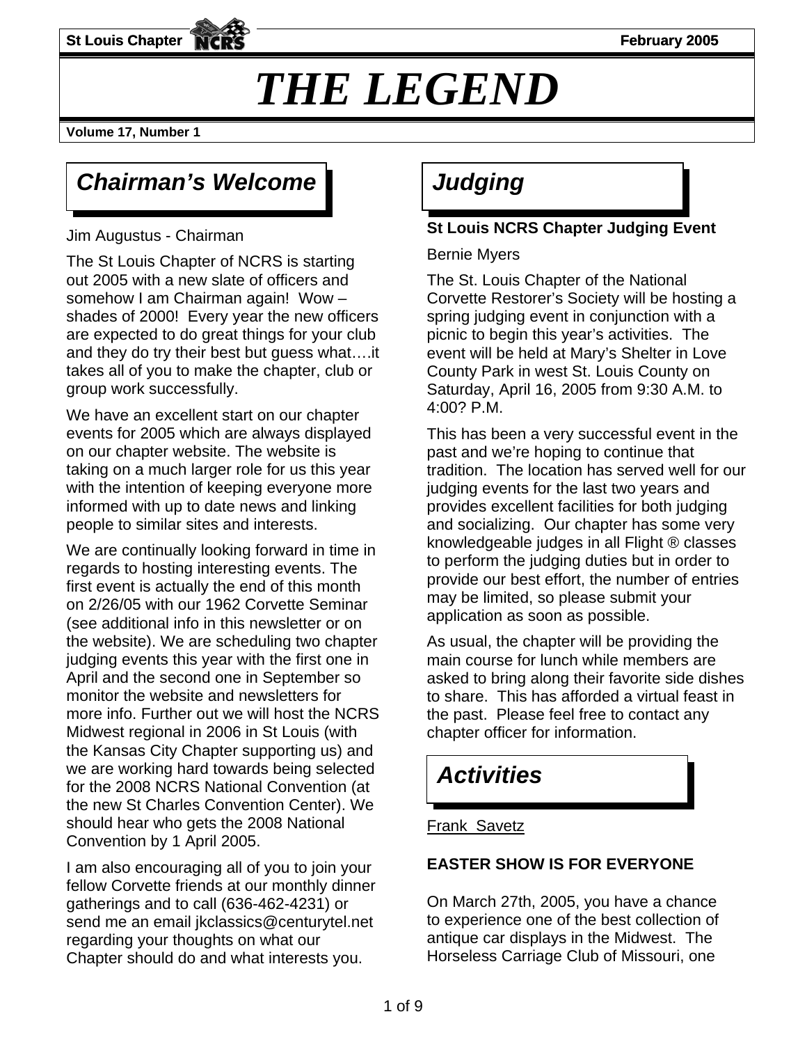St Louis Chapter NCRS February 2005

# THE LEGEND

Volume 17, Number 1

## Chairman's Welcome

Jim Augustus - Chairman

The St Louis Chapter of NCRS is starting out 2005 with a new slate of officers and somehow I am Chairman again! Wow – shades of 2000! Every year the new officers are expected to do great things for your club and they do try their best but guess what….it takes all of you to make the chapter, club or group work successfully.

We have an excellent start on our chapter events for 2005 which are always displayed on our chapter website. The website is taking on a much larger role for us this year with the intention of keeping everyone more informed with up to date news and linking people to similar sites and interests.

We are continually looking forward in time in regards to hosting interesting events. The first event is actually the end of this month on 2/26/05 with our 1962 Corvette Seminar (see additional info in this newsletter or on the website). We are scheduling two chapter judging events this year with the first one in April and the second one in September so monitor the website and newsletters for more info. Further out we will host the NCRS Midwest regional in 2006 in St Louis (with the Kansas City Chapter supporting us) and we are working hard towards being selected for the 2008 NCRS National Convention (at the new St Charles Convention Center). We should hear who gets the 2008 National Convention by 1 April 2005.

I am also encouraging all of you to join your fellow Corvette friends at our monthly dinner gatherings and to call (636-462-4231) or send me an email jkclassics@centurytel.net regarding your thoughts on what our Chapter should do and what interests you.

## Judging

**St Louis NCRS Chapter Judging Event**

Bernie Myers

The St. Louis Chapter of the National Corvette Restorer's Society will be hosting a spring judging event in conjunction with a picnic to begin this year's activities. The event will be held at Mary's Shelter in Love County Park in west St. Louis County on Saturday, April 16, 2005 from 9:30 A.M. to 4:00? P.M.

This has been a very successful event in the past and we're hoping to continue that tradition. The location has served well for our judging events for the last two years and provides excellent facilities for both judging and socializing. Our chapter has some very knowledgeable judges in all Flight ® classes to perform the judging duties but in order to provide our best effort, the number of entries may be limited, so please submit your application as soon as possible.

As usual, the chapter will be providing the main course for lunch while members are asked to bring along their favorite side dishes to share. This has afforded a virtual feast in the past. Please feel free to contact any chapter officer for information.

## Activities

Frank Savetz

**EASTER SHOW IS FOR EVERYONE**

On March 27th, 2005, you have a chance to experience one of the best collection of antique car displays in the Midwest. The Horseless Carriage Club of Missouri, one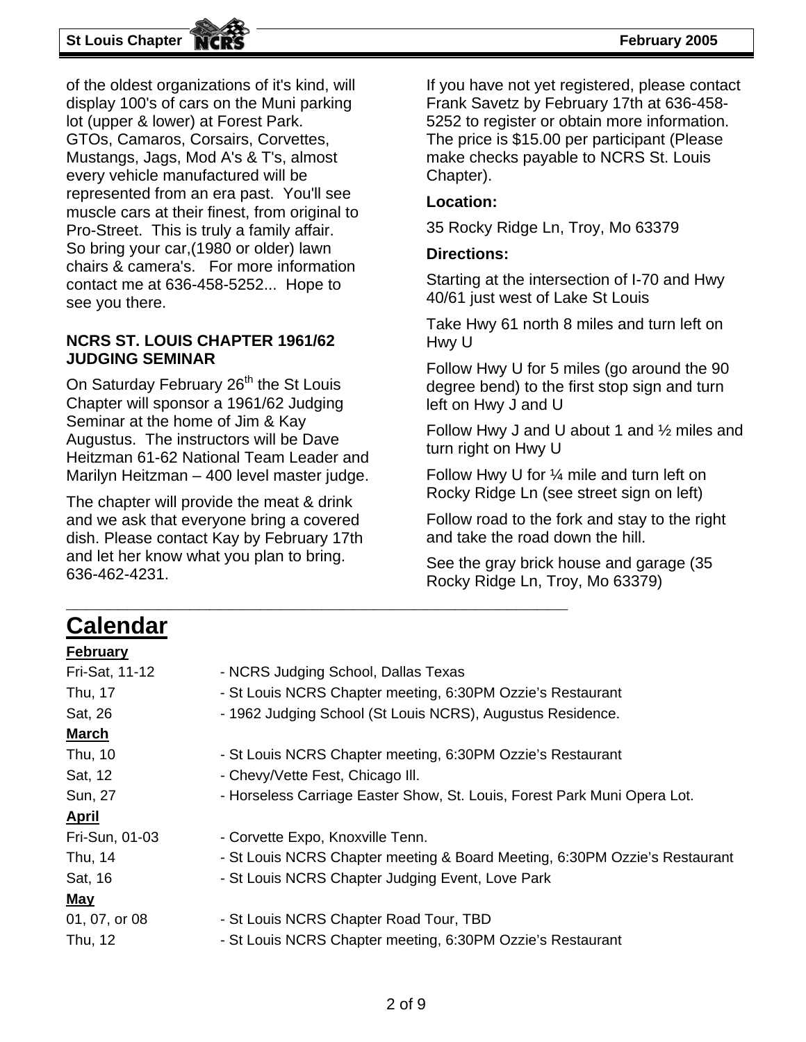of the oldest organizations of it's kind, will display 100's of cars on the Muni parking lot (upper & lower) at Forest Park. GTOs, Camaros, Corsairs, Corvettes, Mustangs, Jags, Mod A's & T's, almost every vehicle manufactured will be represented from an era past. You'll see muscle cars at their finest, from original to Pro-Street. This is truly a family affair. So bring your car,(1980 or older) lawn chairs & camera's. For more information contact me at 636-458-5252... Hope to see you there.

**NCRS ST. LOUIS CHAPTER 1961/62 JUDGING SEMINAR**

On Saturday February 26th the St Louis Chapter will sponsor a 1961/62 Judging Seminar at the home of Jim & Kay Augustus. The instructors will be Dave Heitzman 61-62 National Team Leader and Marilyn Heitzman – 400 level master judge.

The chapter will provide the meat & drink and we ask that everyone bring a covered dish. Please contact Kay by February 17th and let her know what you plan to bring. 636-462-4231.

If you have not yet registered, please contact Frank Savetz by February 17th at 636-458-5252 to register or obtain more information. The price is $15.00 per participant (Please make checks payable to NCRS St. Louis Chapter).

**Location:**

35 Rocky Ridge Ln, Troy, Mo 63379

**Directions:**

Starting at the intersection of I-70 and Hwy 40/61 just west of Lake St Louis

Take Hwy 61 north 8 miles and turn left on Hwy U

Follow Hwy U for 5 miles (go around the 90 degree bend) to the first stop sign and turn left on Hwy J and U

Follow Hwy J and U about 1 and ½ miles and turn right on Hwy U

Follow Hwy U for ¼ mile and turn left on Rocky Ridge Ln (see street sign on left)

Follow road to the fork and stay to the right and take the road down the hill.

See the gray brick house and garage (35 Rocky Ridge Ln, Troy, Mo 63379)

---

# Calendar

**February**

| | |
|---|---|
| Fri-Sat, 11-12 | - NCRS Judging School, Dallas Texas |
| Thu, 17 | - St Louis NCRS Chapter meeting, 6:30PM Ozzie's Restaurant |
| Sat, 26 | - 1962 Judging School (St Louis NCRS), Augustus Residence. |

**March**

| | |
|---|---|
| Thu, 10 | - St Louis NCRS Chapter meeting, 6:30PM Ozzie's Restaurant |
| Sat, 12 | - Chevy/Vette Fest, Chicago Ill. |
| Sun, 27 | - Horseless Carriage Easter Show, St. Louis, Forest Park Muni Opera Lot. |

**April**

| | |
|---|---|
| Fri-Sun, 01-03 | - Corvette Expo, Knoxville Tenn. |
| Thu, 14 | - St Louis NCRS Chapter meeting & Board Meeting, 6:30PM Ozzie's Restaurant |
| Sat, 16 | - St Louis NCRS Chapter Judging Event, Love Park |

**May**

| | |
|---|---|
| 01, 07, or 08 | - St Louis NCRS Chapter Road Tour, TBD |
| Thu, 12 | - St Louis NCRS Chapter meeting, 6:30PM Ozzie's Restaurant |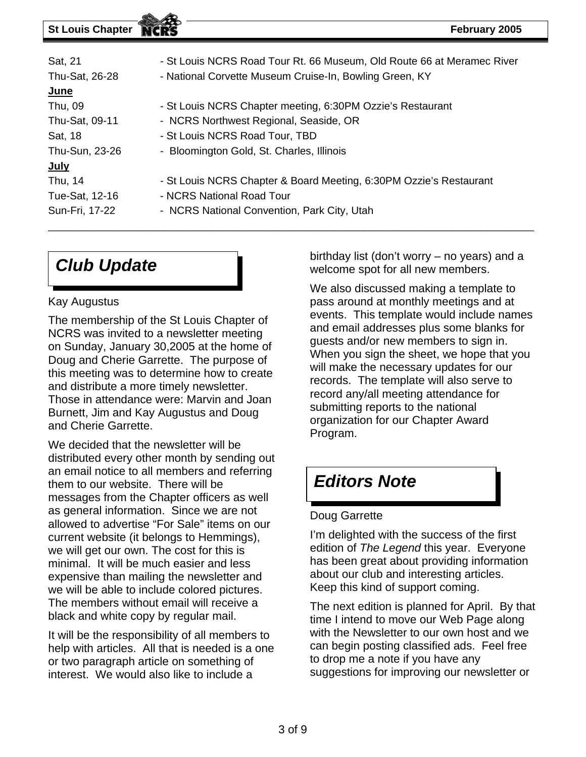| | |
|---|---|
| Sat, 21 | - St Louis NCRS Road Tour Rt. 66 Museum, Old Route 66 at Meramec River |
| Thu-Sat, 26-28 | - National Corvette Museum Cruise-In, Bowling Green, KY |
| **June** | |
| Thu, 09 | - St Louis NCRS Chapter meeting, 6:30PM Ozzie's Restaurant |
| Thu-Sat, 09-11 | - NCRS Northwest Regional, Seaside, OR |
| Sat, 18 | - St Louis NCRS Road Tour, TBD |
| Thu-Sun, 23-26 | - Bloomington Gold, St. Charles, Illinois |
| **July** | |
| Thu, 14 | - St Louis NCRS Chapter & Board Meeting, 6:30PM Ozzie's Restaurant |
| Tue-Sat, 12-16 | - NCRS National Road Tour |
| Sun-Fri, 17-22 | - NCRS National Convention, Park City, Utah |

## *Club Update*

Kay Augustus

The membership of the St Louis Chapter of NCRS was invited to a newsletter meeting on Sunday, January 30,2005 at the home of Doug and Cherie Garrette. The purpose of this meeting was to determine how to create and distribute a more timely newsletter. Those in attendance were: Marvin and Joan Burnett, Jim and Kay Augustus and Doug and Cherie Garrette.

We decided that the newsletter will be distributed every other month by sending out an email notice to all members and referring them to our website. There will be messages from the Chapter officers as well as general information. Since we are not allowed to advertise "For Sale" items on our current website (it belongs to Hemmings), we will get our own. The cost for this is minimal. It will be much easier and less expensive than mailing the newsletter and we will be able to include colored pictures. The members without email will receive a black and white copy by regular mail.

It will be the responsibility of all members to help with articles. All that is needed is a one or two paragraph article on something of interest. We would also like to include a birthday list (don't worry – no years) and a welcome spot for all new members.

We also discussed making a template to pass around at monthly meetings and at events. This template would include names and email addresses plus some blanks for guests and/or new members to sign in. When you sign the sheet, we hope that you will make the necessary updates for our records. The template will also serve to record any/all meeting attendance for submitting reports to the national organization for our Chapter Award Program.

## *Editors Note*

Doug Garrette

I'm delighted with the success of the first edition of *The Legend* this year. Everyone has been great about providing information about our club and interesting articles. Keep this kind of support coming.

The next edition is planned for April. By that time I intend to move our Web Page along with the Newsletter to our own host and we can begin posting classified ads. Feel free to drop me a note if you have any suggestions for improving our newsletter or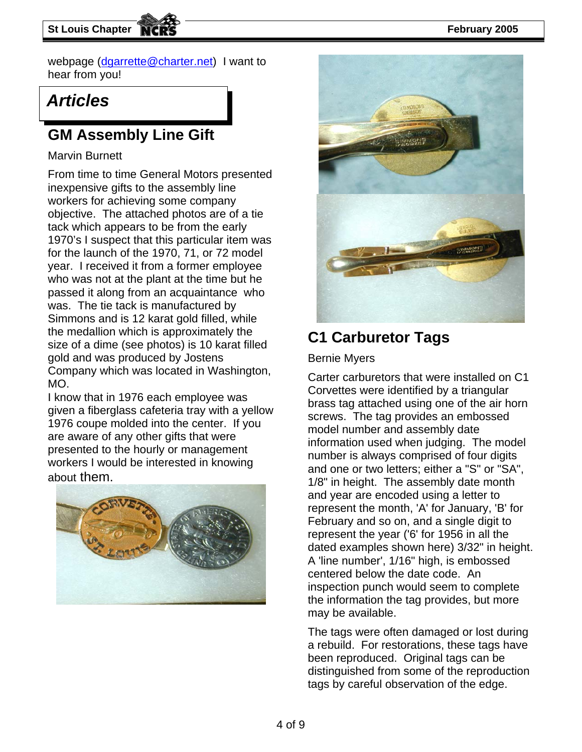webpage (dgarrette@charter.net) I want to hear from you!

# Articles

## GM Assembly Line Gift

Marvin Burnett

From time to time General Motors presented inexpensive gifts to the assembly line workers for achieving some company objective. The attached photos are of a tie tack which appears to be from the early 1970's I suspect that this particular item was for the launch of the 1970, 71, or 72 model year. I received it from a former employee who was not at the plant at the time but he passed it along from an acquaintance who was. The tie tack is manufactured by Simmons and is 12 karat gold filled, while the medallion which is approximately the size of a dime (see photos) is 10 karat filled gold and was produced by Jostens Company which was located in Washington, MO.

I know that in 1976 each employee was given a fiberglass cafeteria tray with a yellow 1976 coupe molded into the center. If you are aware of any other gifts that were presented to the hourly or management workers I would be interested in knowing about them.

## C1 Carburetor Tags

Bernie Myers

Carter carburetors that were installed on C1 Corvettes were identified by a triangular brass tag attached using one of the air horn screws. The tag provides an embossed model number and assembly date information used when judging. The model number is always comprised of four digits and one or two letters; either a "S" or "SA", 1/8" in height. The assembly date month and year are encoded using a letter to represent the month, 'A' for January, 'B' for February and so on, and a single digit to represent the year ('6' for 1956 in all the dated examples shown here) 3/32" in height. A 'line number', 1/16" high, is embossed centered below the date code. An inspection punch would seem to complete the information the tag provides, but more may be available.

The tags were often damaged or lost during a rebuild. For restorations, these tags have been reproduced. Original tags can be distinguished from some of the reproduction tags by careful observation of the edge.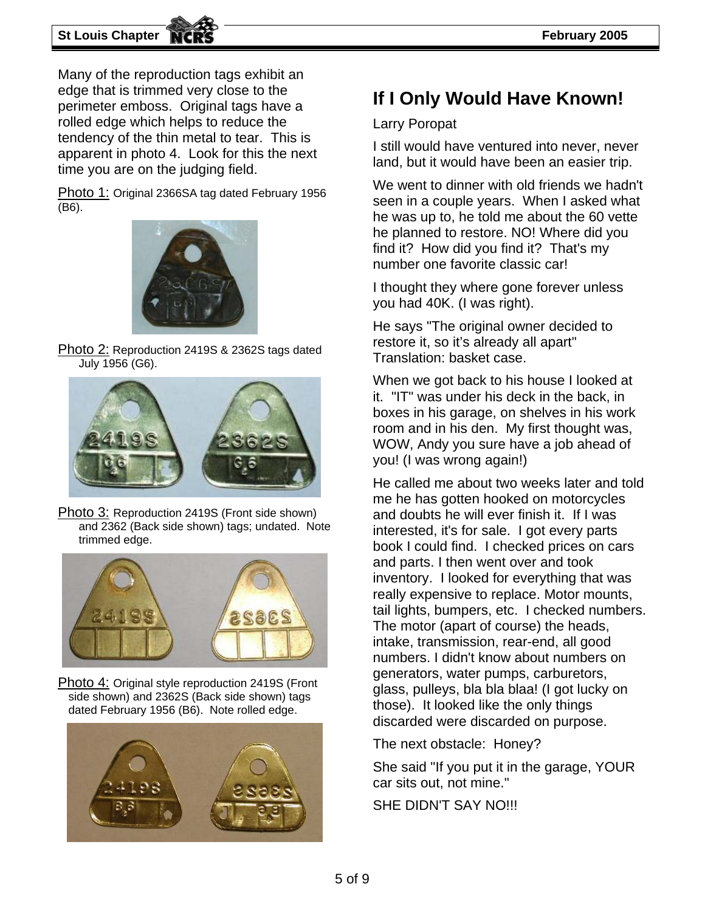Many of the reproduction tags exhibit an edge that is trimmed very close to the perimeter emboss. Original tags have a rolled edge which helps to reduce the tendency of the thin metal to tear. This is apparent in photo 4. Look for this the next time you are on the judging field.

Photo 1: Original 2366SA tag dated February 1956 (B6).

Photo 2: Reproduction 2419S & 2362S tags dated July 1956 (G6).

Photo 3: Reproduction 2419S (Front side shown) and 2362 (Back side shown) tags; undated. Note trimmed edge.

Photo 4: Original style reproduction 2419S (Front side shown) and 2362S (Back side shown) tags dated February 1956 (B6). Note rolled edge.

## If I Only Would Have Known!

Larry Poropat

I still would have ventured into never, never land, but it would have been an easier trip.

We went to dinner with old friends we hadn't seen in a couple years. When I asked what he was up to, he told me about the 60 vette he planned to restore. NO! Where did you find it? How did you find it? That's my number one favorite classic car!

I thought they where gone forever unless you had 40K. (I was right).

He says "The original owner decided to restore it, so it's already all apart" Translation: basket case.

When we got back to his house I looked at it. "IT" was under his deck in the back, in boxes in his garage, on shelves in his work room and in his den. My first thought was, WOW, Andy you sure have a job ahead of you! (I was wrong again!)

He called me about two weeks later and told me he has gotten hooked on motorcycles and doubts he will ever finish it. If I was interested, it's for sale. I got every parts book I could find. I checked prices on cars and parts. I then went over and took inventory. I looked for everything that was really expensive to replace. Motor mounts, tail lights, bumpers, etc. I checked numbers. The motor (apart of course) the heads, intake, transmission, rear-end, all good numbers. I didn't know about numbers on generators, water pumps, carburetors, glass, pulleys, bla bla blaa! (I got lucky on those). It looked like the only things discarded were discarded on purpose.

The next obstacle: Honey?

She said "If you put it in the garage, YOUR car sits out, not mine."

SHE DIDN'T SAY NO!!!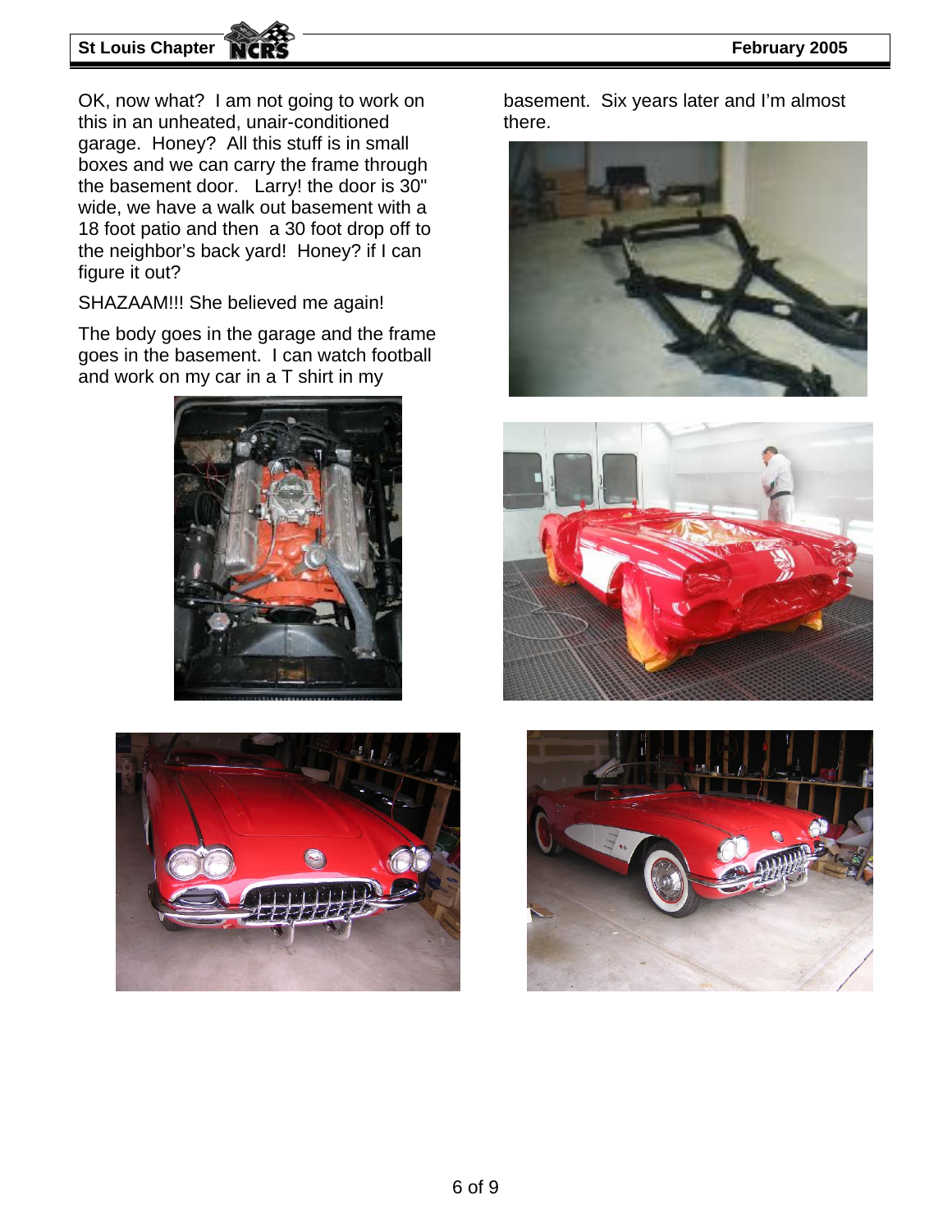OK, now what? I am not going to work on this in an unheated, unair-conditioned garage. Honey? All this stuff is in small boxes and we can carry the frame through the basement door. Larry! the door is 30" wide, we have a walk out basement with a 18 foot patio and then a 30 foot drop off to the neighbor's back yard! Honey? if I can figure it out?

SHAZAAM!!! She believed me again!

The body goes in the garage and the frame goes in the basement. I can watch football and work on my car in a T shirt in my basement. Six years later and I'm almost there.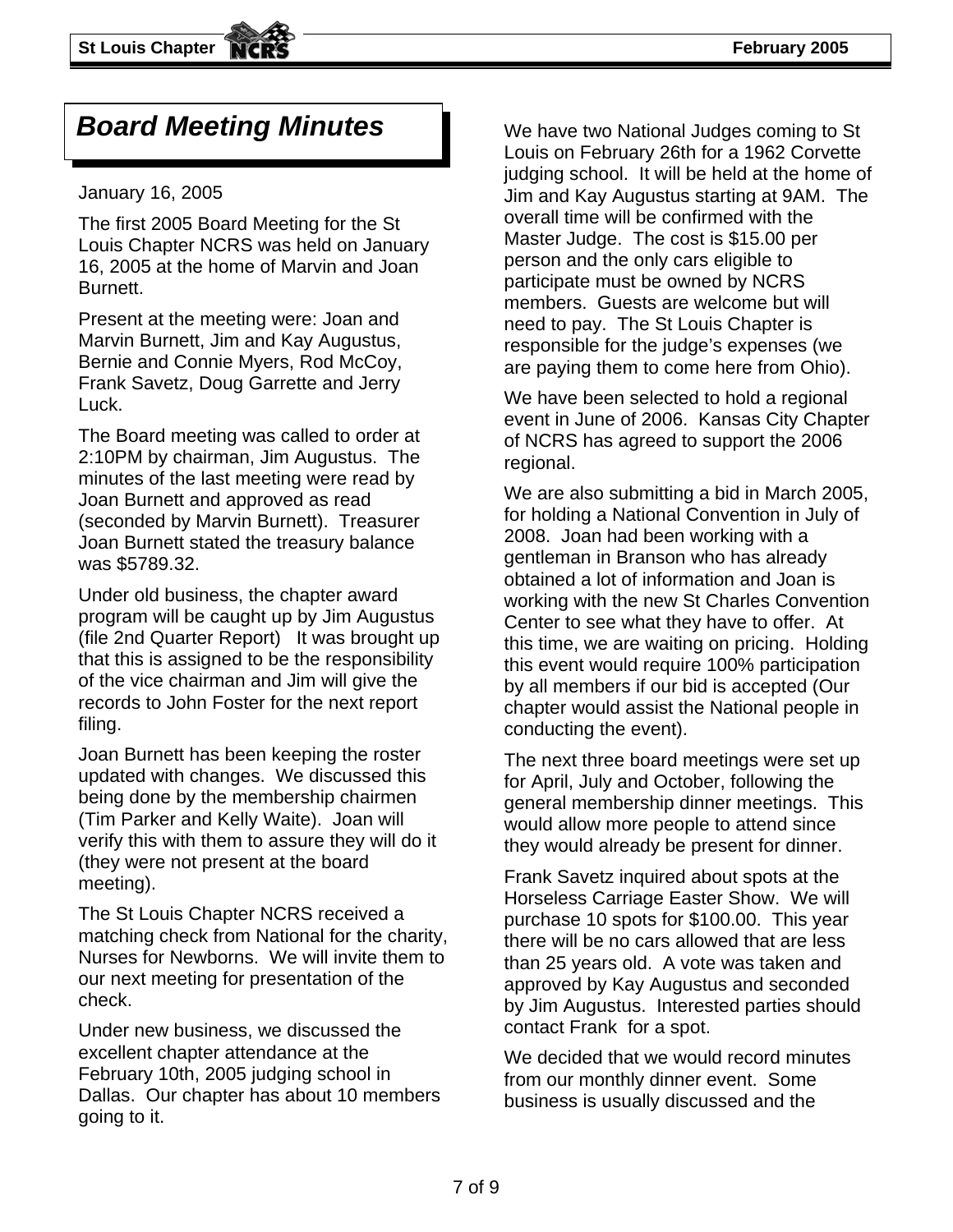# Board Meeting Minutes

January 16, 2005

The first 2005 Board Meeting for the St Louis Chapter NCRS was held on January 16, 2005 at the home of Marvin and Joan Burnett.

Present at the meeting were: Joan and Marvin Burnett, Jim and Kay Augustus, Bernie and Connie Myers, Rod McCoy, Frank Savetz, Doug Garrette and Jerry Luck.

The Board meeting was called to order at 2:10PM by chairman, Jim Augustus. The minutes of the last meeting were read by Joan Burnett and approved as read (seconded by Marvin Burnett). Treasurer Joan Burnett stated the treasury balance was $5789.32.

Under old business, the chapter award program will be caught up by Jim Augustus (file 2nd Quarter Report) It was brought up that this is assigned to be the responsibility of the vice chairman and Jim will give the records to John Foster for the next report filing.

Joan Burnett has been keeping the roster updated with changes. We discussed this being done by the membership chairmen (Tim Parker and Kelly Waite). Joan will verify this with them to assure they will do it (they were not present at the board meeting).

The St Louis Chapter NCRS received a matching check from National for the charity, Nurses for Newborns. We will invite them to our next meeting for presentation of the check.

Under new business, we discussed the excellent chapter attendance at the February 10th, 2005 judging school in Dallas. Our chapter has about 10 members going to it.

We have two National Judges coming to St Louis on February 26th for a 1962 Corvette judging school. It will be held at the home of Jim and Kay Augustus starting at 9AM. The overall time will be confirmed with the Master Judge. The cost is $15.00 per person and the only cars eligible to participate must be owned by NCRS members. Guests are welcome but will need to pay. The St Louis Chapter is responsible for the judge's expenses (we are paying them to come here from Ohio).

We have been selected to hold a regional event in June of 2006. Kansas City Chapter of NCRS has agreed to support the 2006 regional.

We are also submitting a bid in March 2005, for holding a National Convention in July of 2008. Joan had been working with a gentleman in Branson who has already obtained a lot of information and Joan is working with the new St Charles Convention Center to see what they have to offer. At this time, we are waiting on pricing. Holding this event would require 100% participation by all members if our bid is accepted (Our chapter would assist the National people in conducting the event).

The next three board meetings were set up for April, July and October, following the general membership dinner meetings. This would allow more people to attend since they would already be present for dinner.

Frank Savetz inquired about spots at the Horseless Carriage Easter Show. We will purchase 10 spots for $100.00. This year there will be no cars allowed that are less than 25 years old. A vote was taken and approved by Kay Augustus and seconded by Jim Augustus. Interested parties should contact Frank for a spot.

We decided that we would record minutes from our monthly dinner event. Some business is usually discussed and the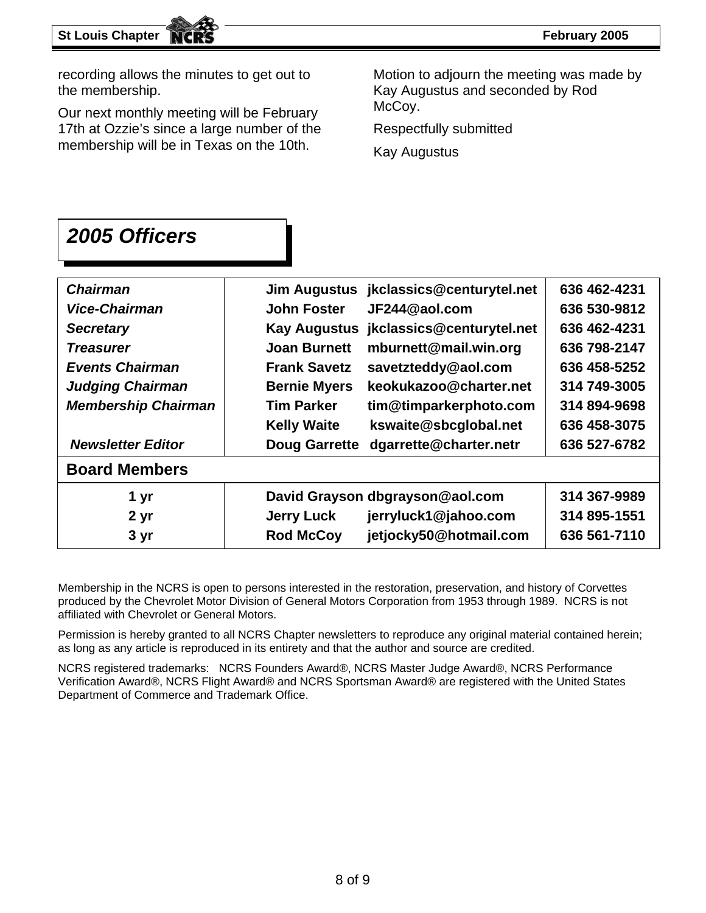recording allows the minutes to get out to the membership.

Our next monthly meeting will be February 17th at Ozzie's since a large number of the membership will be in Texas on the 10th.

Motion to adjourn the meeting was made by Kay Augustus and seconded by Rod McCoy.

Respectfully submitted

Kay Augustus

## *2005 Officers*

| | | | |
|---|---|---|---|
| ***Chairman*** | **Jim Augustus** | **jkclassics@centurytel.net** | **636 462-4231** |
| ***Vice-Chairman*** | **John Foster** | **JF244@aol.com** | **636 530-9812** |
| ***Secretary*** | **Kay Augustus** | **jkclassics@centurytel.net** | **636 462-4231** |
| ***Treasurer*** | **Joan Burnett** | **mburnett@mail.win.org** | **636 798-2147** |
| ***Events Chairman*** | **Frank Savetz** | **savetzteddy@aol.com** | **636 458-5252** |
| ***Judging Chairman*** | **Bernie Myers** | **keokukazoo@charter.net** | **314 749-3005** |
| ***Membership Chairman*** | **Tim Parker** | **tim@timparkerphoto.com** | **314 894-9698** |
| | **Kelly Waite** | **kswaite@sbcglobal.net** | **636 458-3075** |
| ***Newsletter Editor*** | **Doug Garrette** | **dgarrette@charter.netr** | **636 527-6782** |
| **Board Members** | | | |
| **1 yr** | **David Grayson** | **dbgrayson@aol.com** | **314 367-9989** |
| **2 yr** | **Jerry Luck** | **jerryluck1@jahoo.com** | **314 895-1551** |
| **3 yr** | **Rod McCoy** | **jetjocky50@hotmail.com** | **636 561-7110** |

Membership in the NCRS is open to persons interested in the restoration, preservation, and history of Corvettes produced by the Chevrolet Motor Division of General Motors Corporation from 1953 through 1989. NCRS is not affiliated with Chevrolet or General Motors.

Permission is hereby granted to all NCRS Chapter newsletters to reproduce any original material contained herein; as long as any article is reproduced in its entirety and that the author and source are credited.

NCRS registered trademarks: NCRS Founders Award®, NCRS Master Judge Award®, NCRS Performance Verification Award®, NCRS Flight Award® and NCRS Sportsman Award® are registered with the United States Department of Commerce and Trademark Office.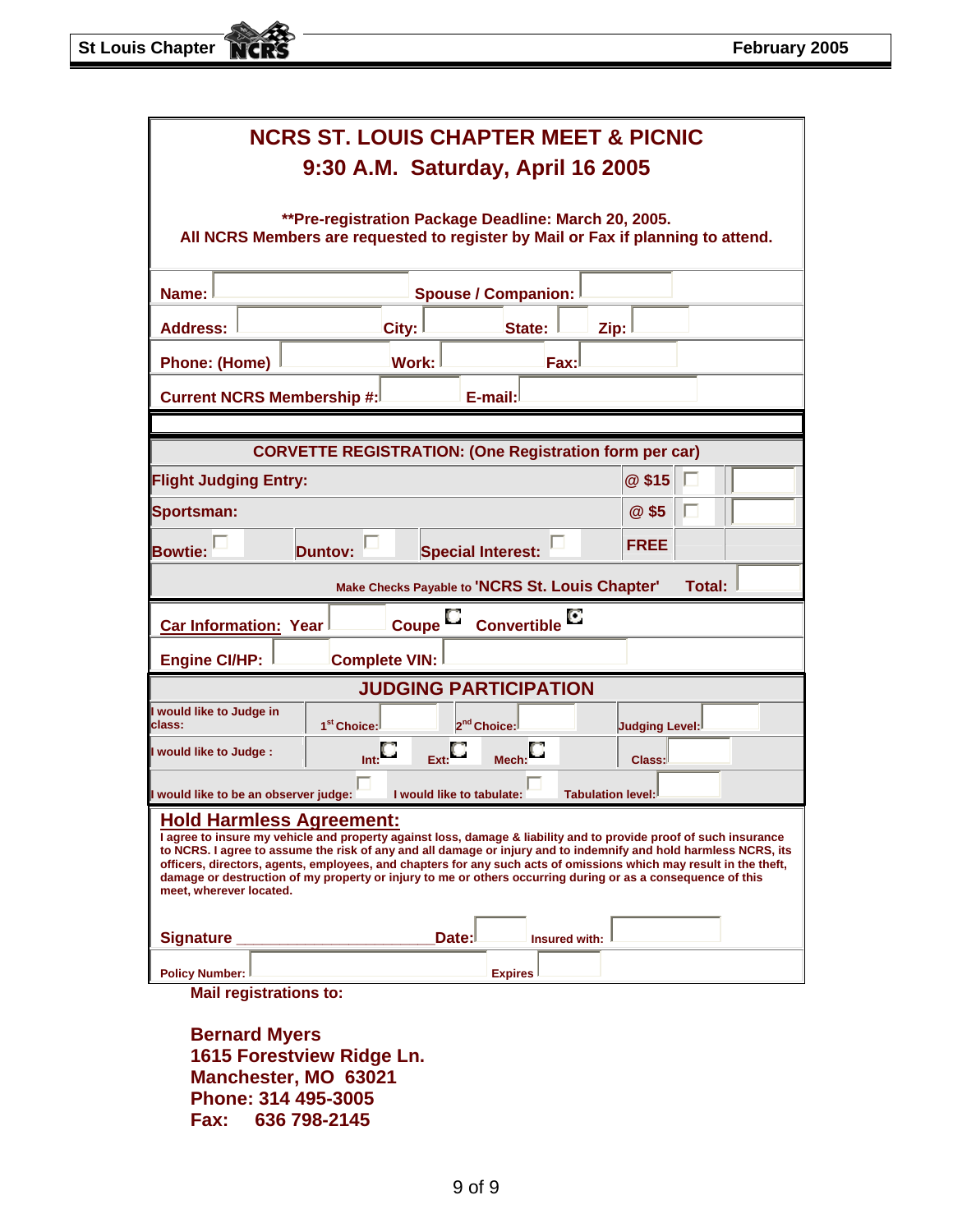# NCRS ST. LOUIS CHAPTER MEET & PICNIC

## 9:30 A.M. Saturday, April 16 2005

**Pre-registration Package Deadline: March 20, 2005.**
**All NCRS Members are requested to register by Mail or Fax if planning to attend.**

Name: ______ Spouse / Companion: ______

Address: ______ City: ______ State: ______ Zip: ______

Phone: (Home) ______ Work: ______ Fax: ______

Current NCRS Membership #: ______ E-mail: ______

## CORVETTE REGISTRATION: (One Registration form per car)

| | | | |
|---|---|---|---|
| Flight Judging Entry: | @ $15 | ☐ | |
| Sportsman: | @ $5 | ☐ | |
| Bowtie: ☐ Duntov: ☐ Special Interest: ☐ | FREE | | |

Make Checks Payable to **'NCRS St. Louis Chapter'** Total: ______

Car Information: Year ______ Coupe ○ Convertible ○

Engine CI/HP: ______ Complete VIN: ______

## JUDGING PARTICIPATION

| | | | | |
|---|---|---|---|---|
| I would like to Judge in class: | 1st Choice: ______ | 2nd Choice: ______ | | Judging Level: ______ |
| I would like to Judge : | Int: ○ | Ext: ○ | Mech: ○ | Class: ______ |
| I would like to be an observer judge: ☐ | I would like to tabulate: ☐ | | | Tabulation level: ______ |

## Hold Harmless Agreement:

I agree to insure my vehicle and property against loss, damage & liability and to provide proof of such insurance to NCRS. I agree to assume the risk of any and all damage or injury and to indemnify and hold harmless NCRS, its officers, directors, agents, employees, and chapters for any such acts of omissions which may result in the theft, damage or destruction of my property or injury to me or others occurring during or as a consequence of this meet, wherever located.

Signature ______________________ Date: ______ Insured with: ______

Policy Number: ______ Expires ______

**Mail registrations to:**

**Bernard Myers**
**1615 Forestview Ridge Ln.**
**Manchester, MO 63021**
**Phone: 314 495-3005**
**Fax: 636 798-2145**